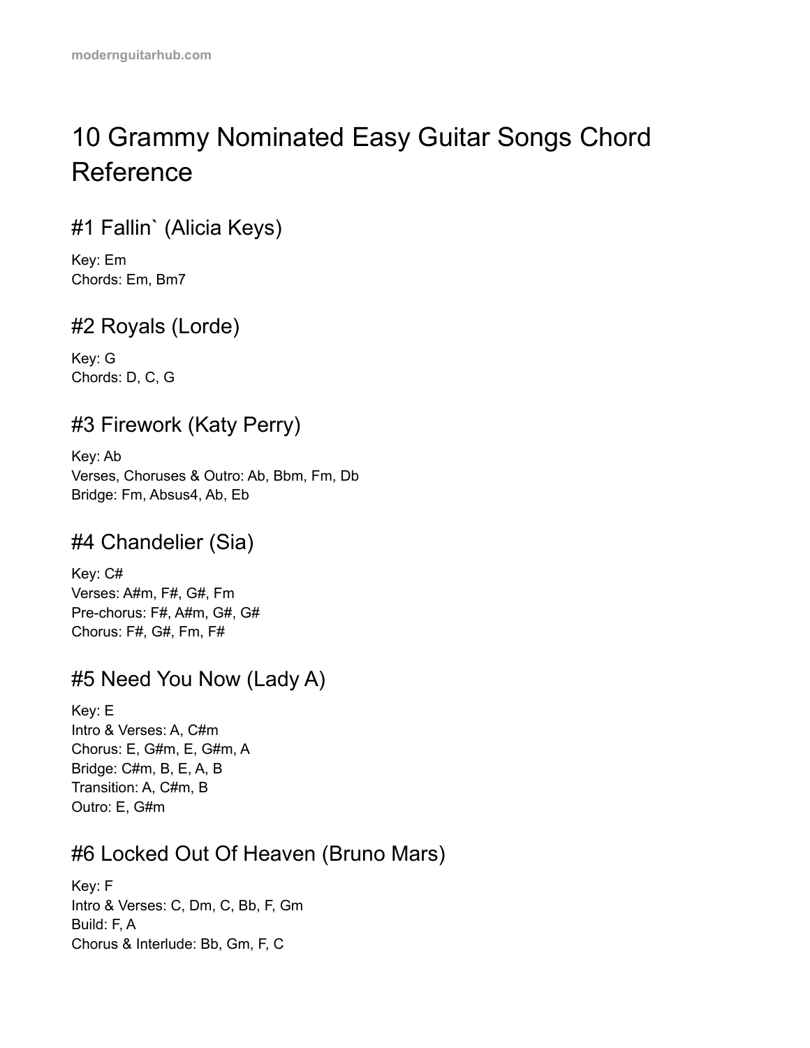# 10 Grammy Nominated Easy Guitar Songs Chord Reference

## #1 Fallin` (Alicia Keys)

Key: Em
Chords: Em, Bm7

## #2 Royals (Lorde)

Key: G
Chords: D, C, G

## #3 Firework (Katy Perry)

Key: Ab
Verses, Choruses & Outro: Ab, Bbm, Fm, Db
Bridge: Fm, Absus4, Ab, Eb

## #4 Chandelier (Sia)

Key: C#
Verses: A#m, F#, G#, Fm
Pre-chorus: F#, A#m, G#, G#
Chorus: F#, G#, Fm, F#

## #5 Need You Now (Lady A)

Key: E
Intro & Verses: A, C#m
Chorus: E, G#m, E, G#m, A
Bridge: C#m, B, E, A, B
Transition: A, C#m, B
Outro: E, G#m

## #6 Locked Out Of Heaven (Bruno Mars)

Key: F
Intro & Verses: C, Dm, C, Bb, F, Gm
Build: F, A
Chorus & Interlude: Bb, Gm, F, C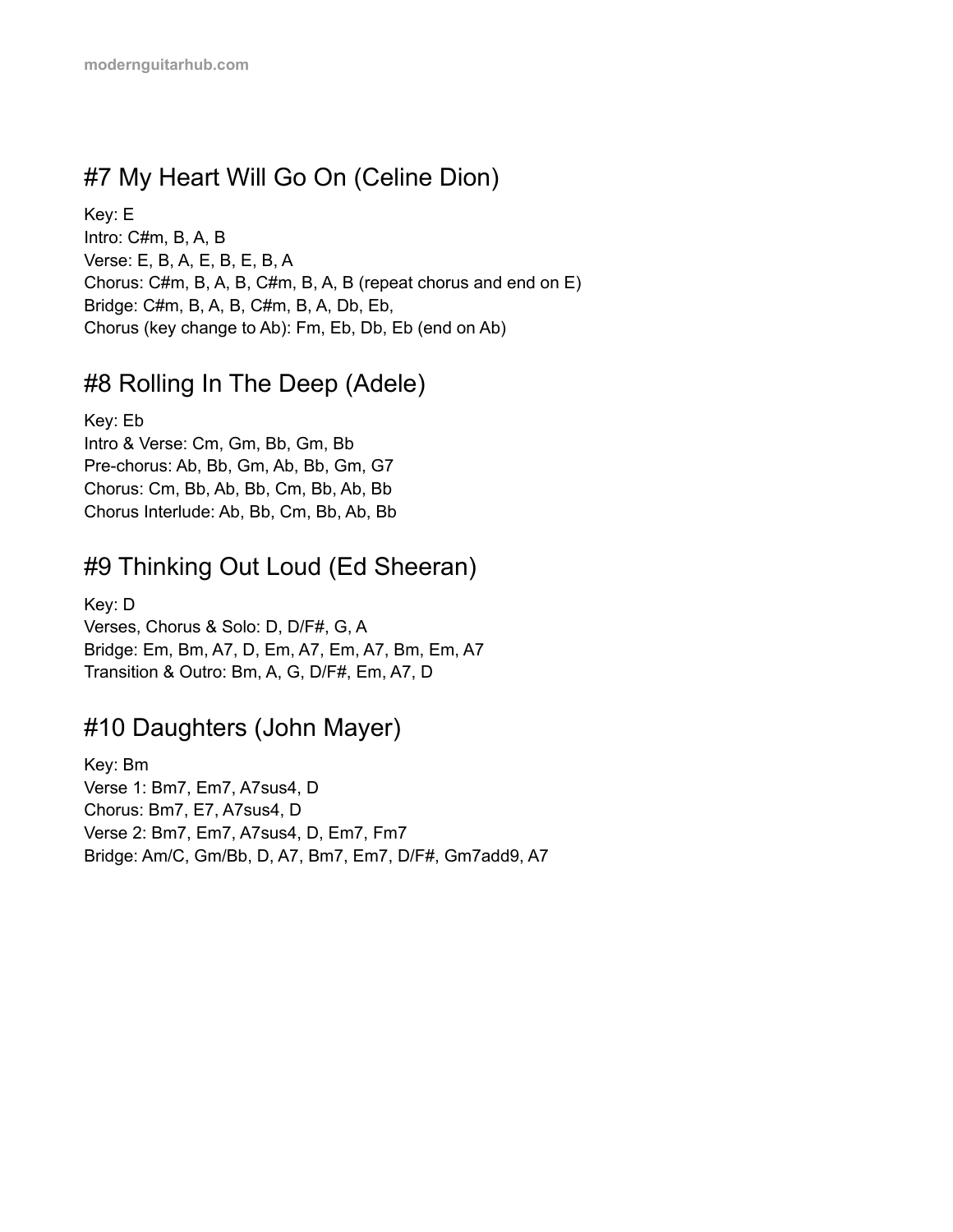# #7 My Heart Will Go On (Celine Dion)

Key: E
Intro: C#m, B, A, B
Verse: E, B, A, E, B, E, B, A
Chorus: C#m, B, A, B, C#m, B, A, B (repeat chorus and end on E)
Bridge: C#m, B, A, B, C#m, B, A, Db, Eb,
Chorus (key change to Ab): Fm, Eb, Db, Eb (end on Ab)

# #8 Rolling In The Deep (Adele)

Key: Eb
Intro & Verse: Cm, Gm, Bb, Gm, Bb
Pre-chorus: Ab, Bb, Gm, Ab, Bb, Gm, G7
Chorus: Cm, Bb, Ab, Bb, Cm, Bb, Ab, Bb
Chorus Interlude: Ab, Bb, Cm, Bb, Ab, Bb

# #9 Thinking Out Loud (Ed Sheeran)

Key: D
Verses, Chorus & Solo: D, D/F#, G, A
Bridge: Em, Bm, A7, D, Em, A7, Em, A7, Bm, Em, A7
Transition & Outro: Bm, A, G, D/F#, Em, A7, D

# #10 Daughters (John Mayer)

Key: Bm
Verse 1: Bm7, Em7, A7sus4, D
Chorus: Bm7, E7, A7sus4, D
Verse 2: Bm7, Em7, A7sus4, D, Em7, Fm7
Bridge: Am/C, Gm/Bb, D, A7, Bm7, Em7, D/F#, Gm7add9, A7